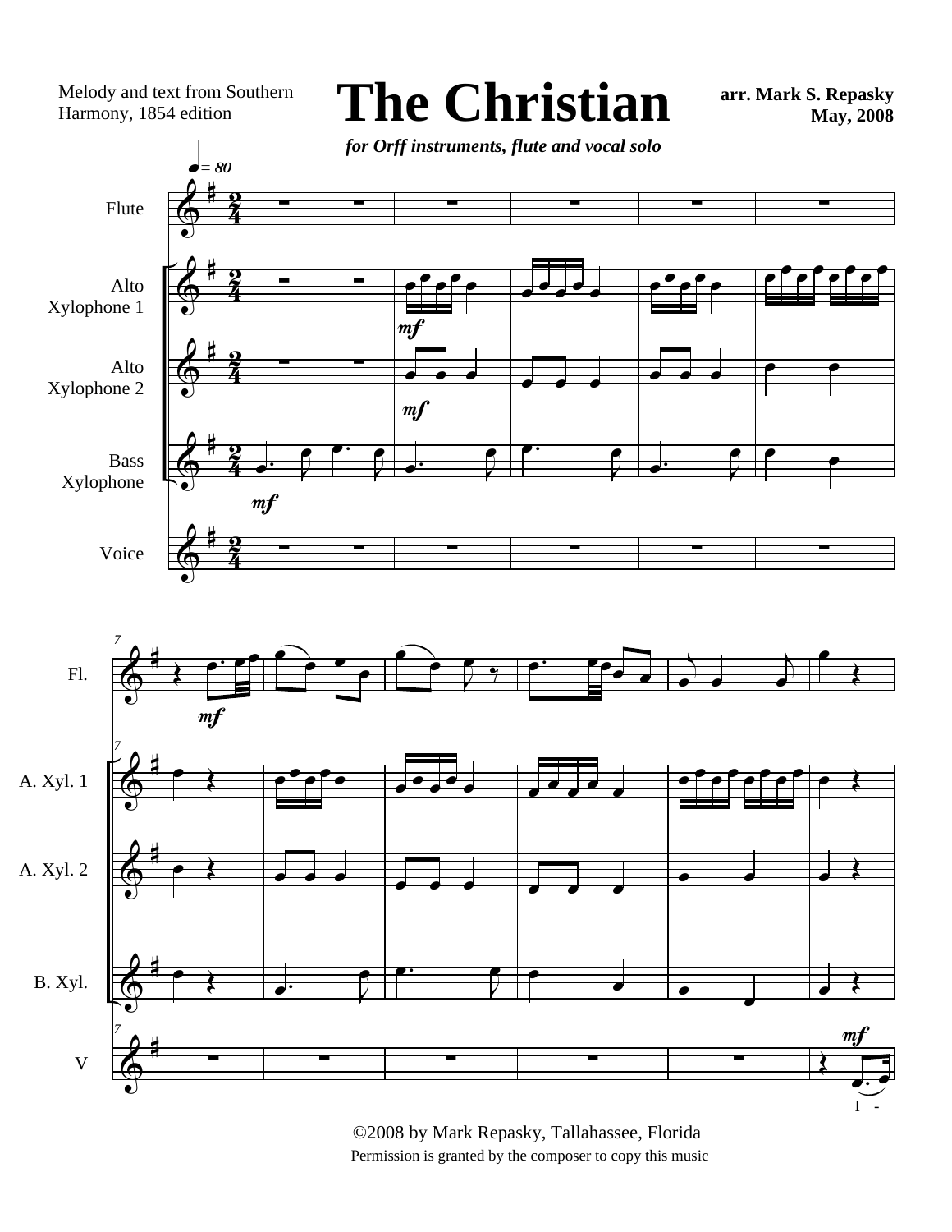Melody and text from Southern Harmony, 1854 edition

# The Christian

**arr. Mark S. Repasky**
**May, 2008**

***for Orff instruments, flute and vocal solo***

©2008 by Mark Repasky, Tallahassee, Florida
Permission is granted by the composer to copy this music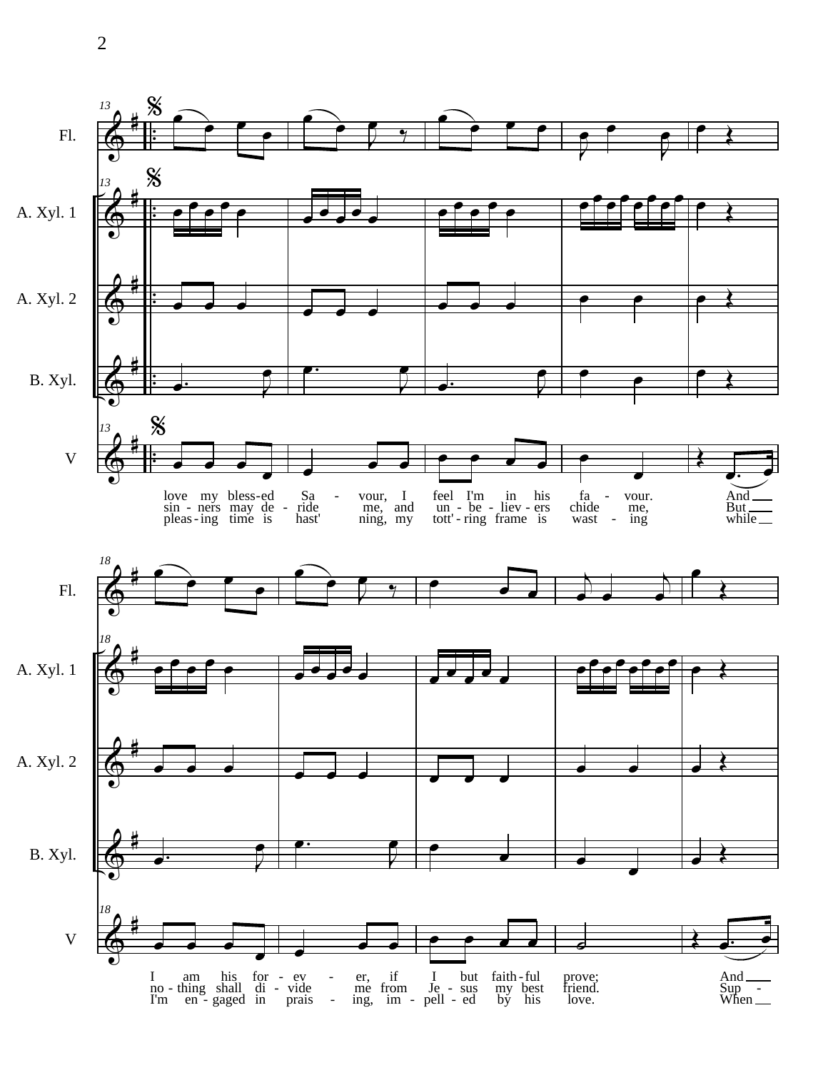Fl.

A. Xyl. 1

A. Xyl. 2

B. Xyl.

V

love my bless-ed Sa - vour, I feel I'm in his fa - vour. And
sin - ners may de - ride me, and un - be - liev - ers chide me, But
pleas - ing time is hast' ning, my tott' - ring frame is wast - ing while

Fl.

A. Xyl. 1

A. Xyl. 2

B. Xyl.

V

I am his for - ev - er, if I but faith - ful prove; And
no - thing shall di - vide me from Je - sus my best friend. Sup -
I'm en - gaged in prais - ing, im - pell - ed by his love. When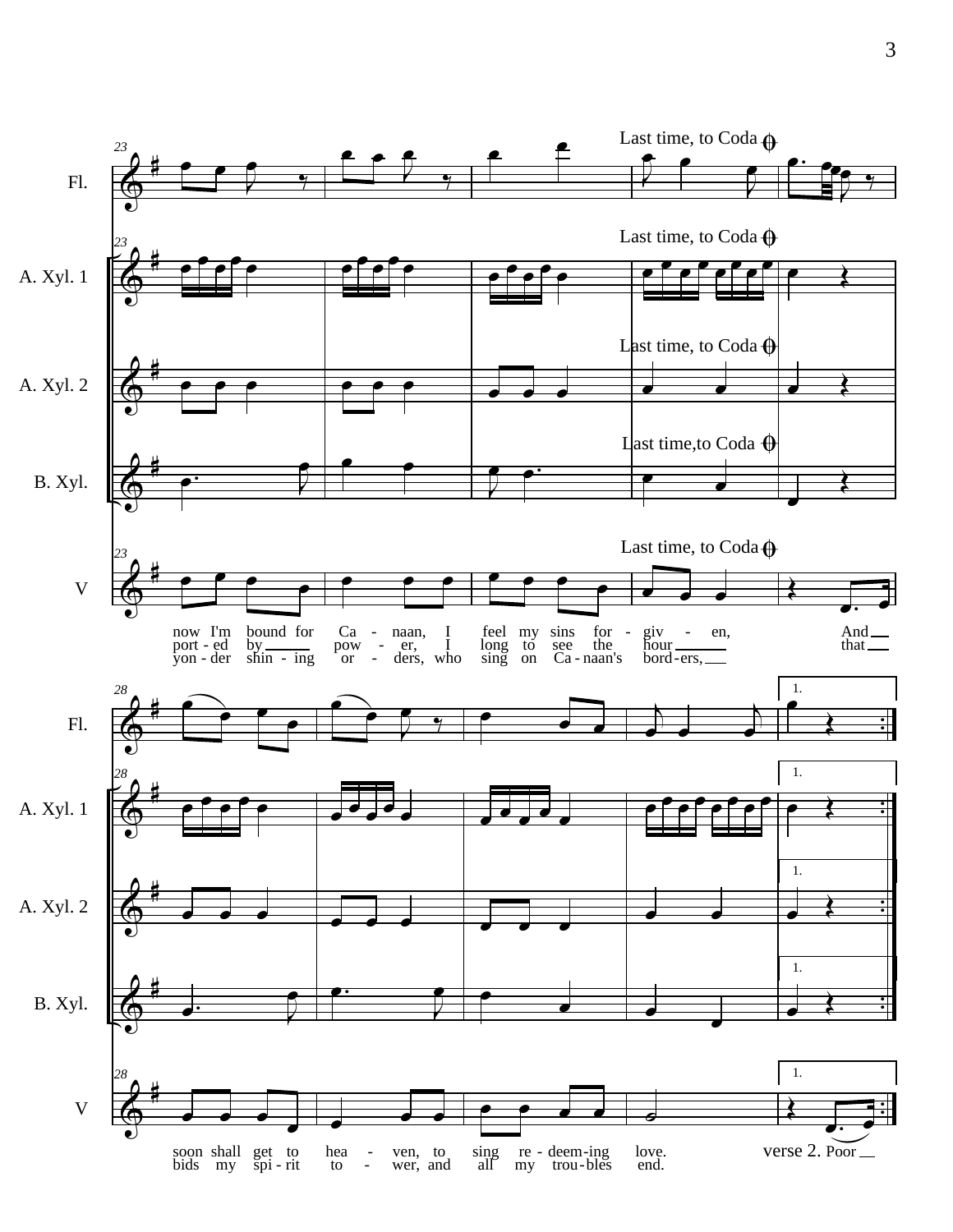Fl.

A. Xyl. 1

A. Xyl. 2

B. Xyl.

V

Last time, to Coda

now I'm bound for Ca - naan, I feel my sins for - giv - en, And
port - ed by pow - er, I long to see the hour that
yon - der shin - ing or - ders, who sing on Ca - naan's bord - ers,

soon shall get to hea - ven, to sing re - deem - ing love. verse 2. Poor
bids my spi - rit to - wer, and all my trou - bles end.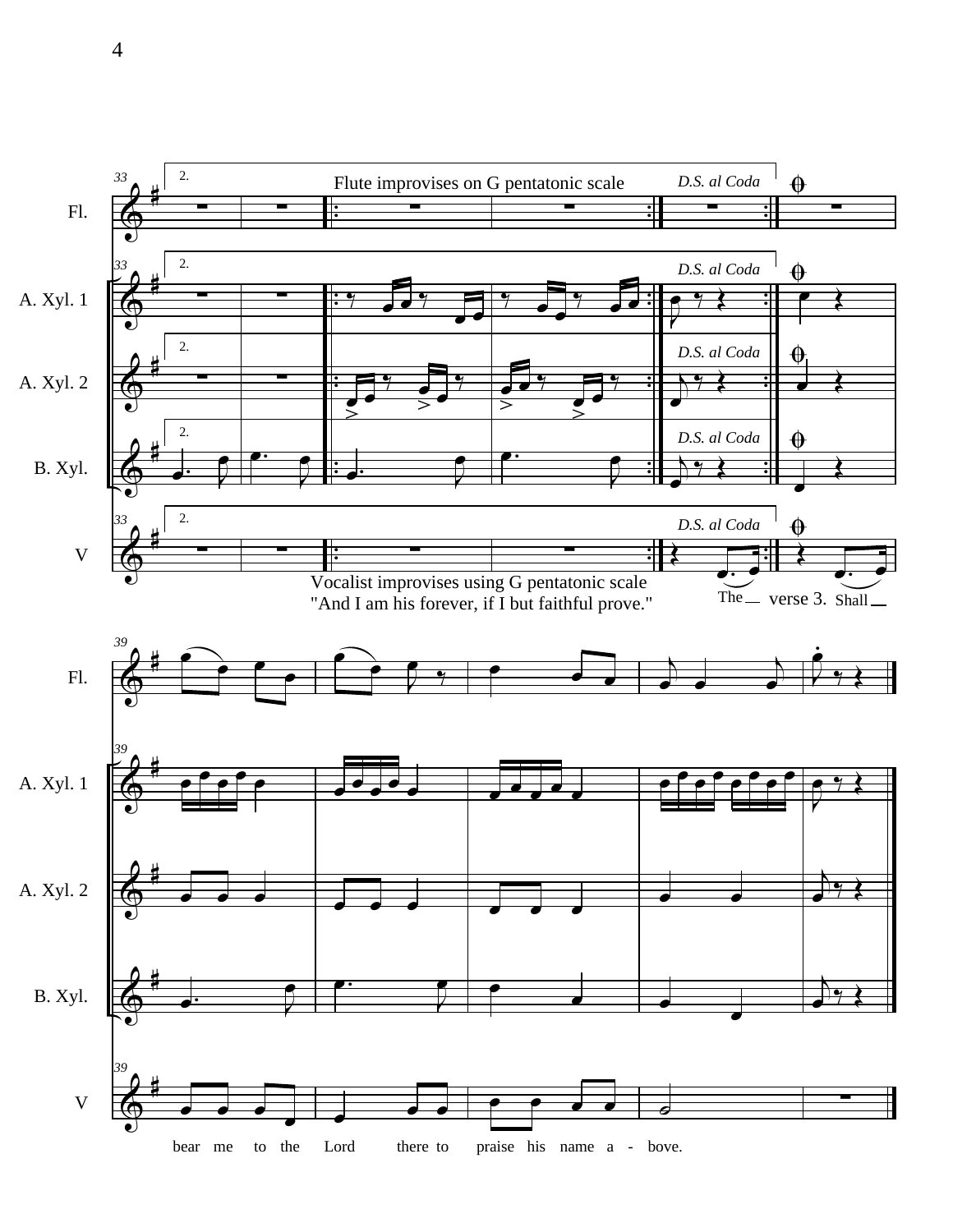Flute improvises on G pentatonic scale

D.S. al Coda

Vocalist improvises using G pentatonic scale
"And I am his forever, if I but faithful prove."

The verse 3. Shall

bear me to the Lord there to praise his name a - bove.